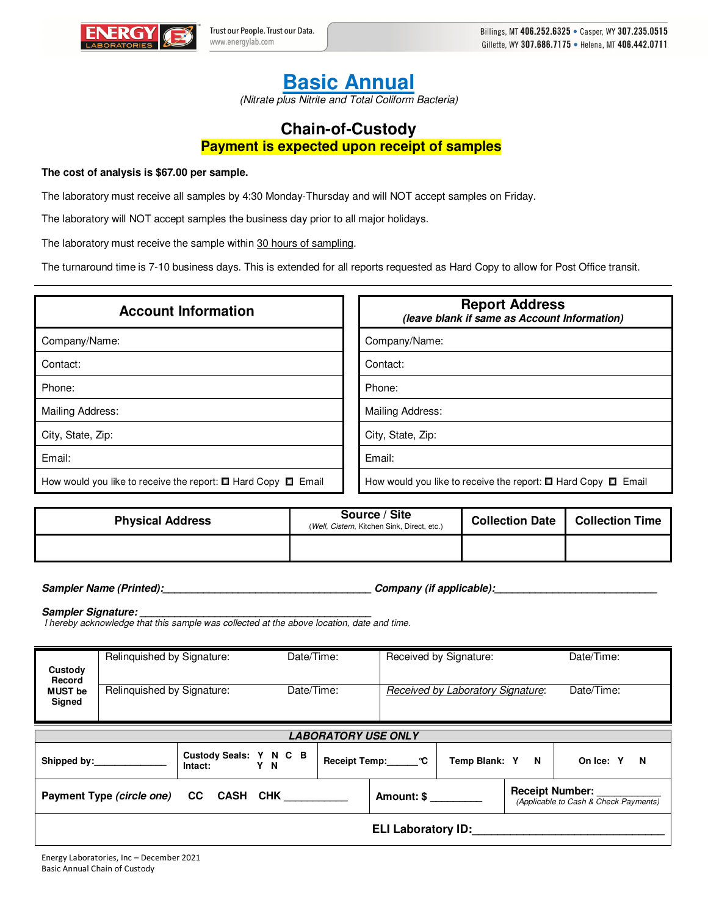ENERGY LABORATORIES

Trust our People. Trust our Data.
www.energylab.com

Billings, MT **406.252.6325** • Casper, WY **307.235.0515**
Gillette, WY **307.686.7175** • Helena, MT **406.442.0711**

# Basic Annual

*(Nitrate plus Nitrite and Total Coliform Bacteria)*

## Chain-of-Custody

**Payment is expected upon receipt of samples**

**The cost of analysis is $67.00 per sample.**

The laboratory must receive all samples by 4:30 Monday-Thursday and will NOT accept samples on Friday.

The laboratory will NOT accept samples the business day prior to all major holidays.

The laboratory must receive the sample within 30 hours of sampling.

The turnaround time is 7-10 business days. This is extended for all reports requested as Hard Copy to allow for Post Office transit.

---

| Account Information | Report Address *(leave blank if same as Account Information)* |
|---|---|
| Company/Name: | Company/Name: |
| Contact: | Contact: |
| Phone: | Phone: |
| Mailing Address: | Mailing Address: |
| City, State, Zip: | City, State, Zip: |
| Email: | Email: |
| How would you like to receive the report: ☐ Hard Copy ☐ Email | How would you like to receive the report: ☐ Hard Copy ☐ Email |

| Physical Address | Source / Site (*Well, Cistern*, Kitchen Sink, Direct, etc.) | Collection Date | Collection Time |
|---|---|---|---|
| | | | |

***Sampler Name (Printed):*** ___________________________________ ***Company (if applicable):*** ___________________________

***Sampler Signature:*** ________________________________________

*I hereby acknowledge that this sample was collected at the above location, date and time.*

| **Custody Record MUST be Signed** | Relinquished by Signature: | Date/Time: | Received by Signature: | Date/Time: |
|---|---|---|---|---|
| | Relinquished by Signature: | Date/Time: | *Received by Laboratory Signature*: | Date/Time: |

| ***LABORATORY USE ONLY*** | | | | |
|---|---|---|---|---|
| **Shipped by:**______________ | **Custody Seals:** Y N C B **Intact:** Y N | **Receipt Temp:**______°C | **Temp Blank:** Y N | **On Ice:** Y N |
| **Payment Type** ***(circle one)*** CC CASH CHK ___________ | | **Amount: $** _________ | **Receipt Number:** ___________ *(Applicable to Cash & Check Payments)* | |
| **ELI Laboratory ID:**______________________________ | | | | |

Energy Laboratories, Inc – December 2021
Basic Annual Chain of Custody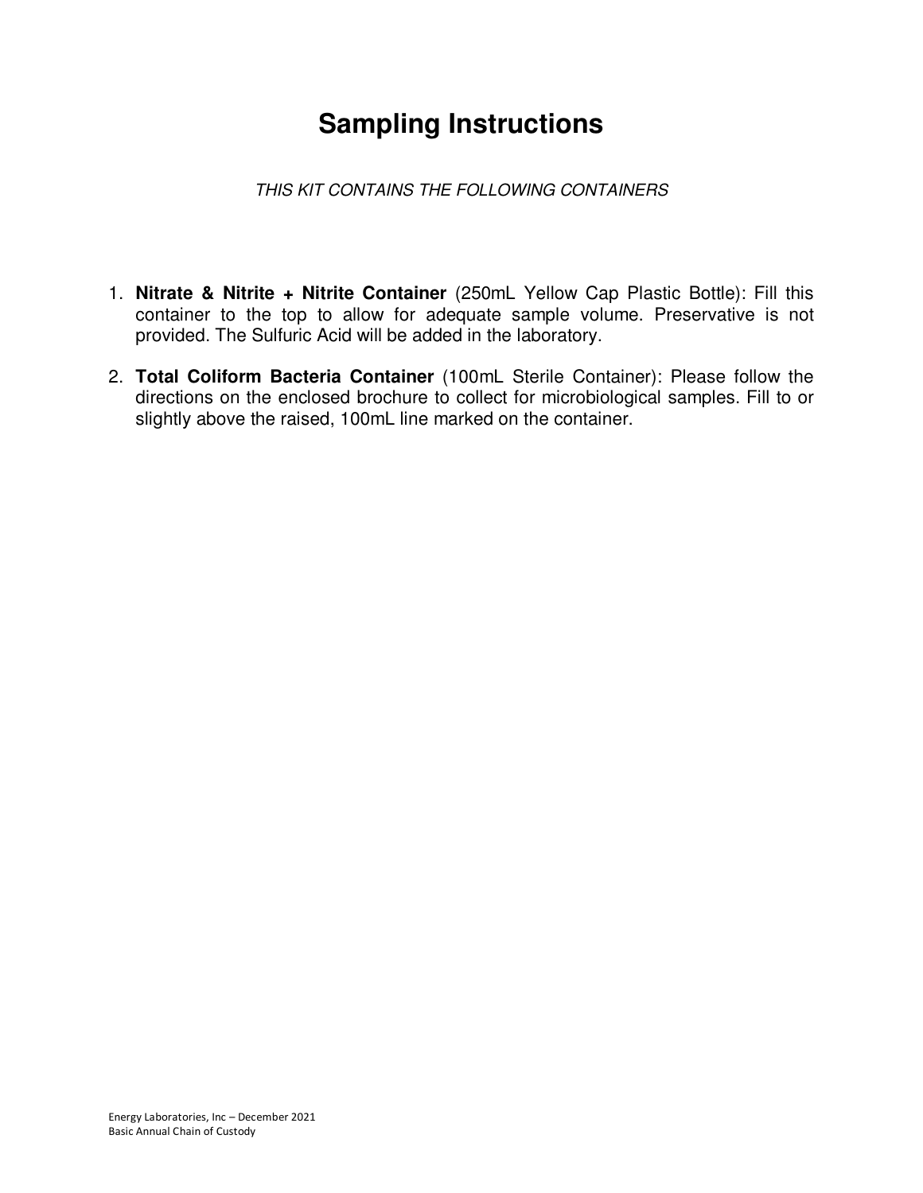# Sampling Instructions

*THIS KIT CONTAINS THE FOLLOWING CONTAINERS*

1. **Nitrate & Nitrite + Nitrite Container** (250mL Yellow Cap Plastic Bottle): Fill this container to the top to allow for adequate sample volume. Preservative is not provided. The Sulfuric Acid will be added in the laboratory.

2. **Total Coliform Bacteria Container** (100mL Sterile Container): Please follow the directions on the enclosed brochure to collect for microbiological samples. Fill to or slightly above the raised, 100mL line marked on the container.

Energy Laboratories, Inc – December 2021
Basic Annual Chain of Custody